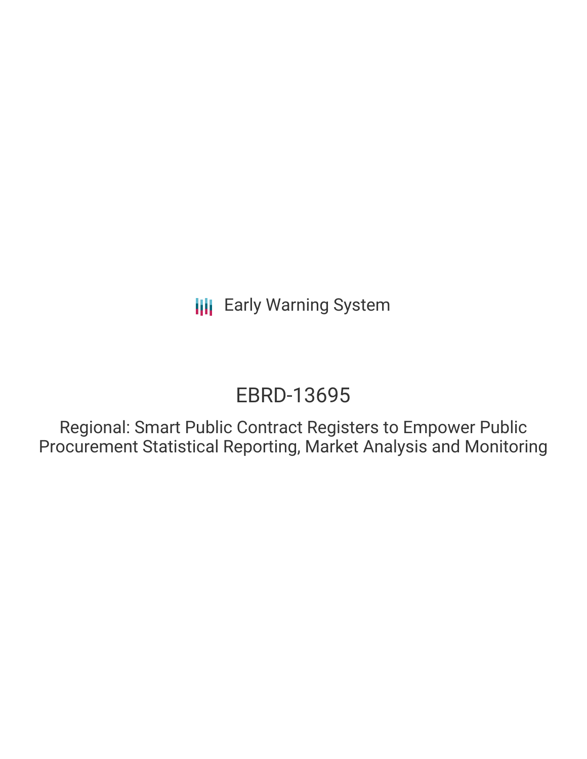Early Warning System

# EBRD-13695

## Regional: Smart Public Contract Registers to Empower Public Procurement Statistical Reporting, Market Analysis and Monitoring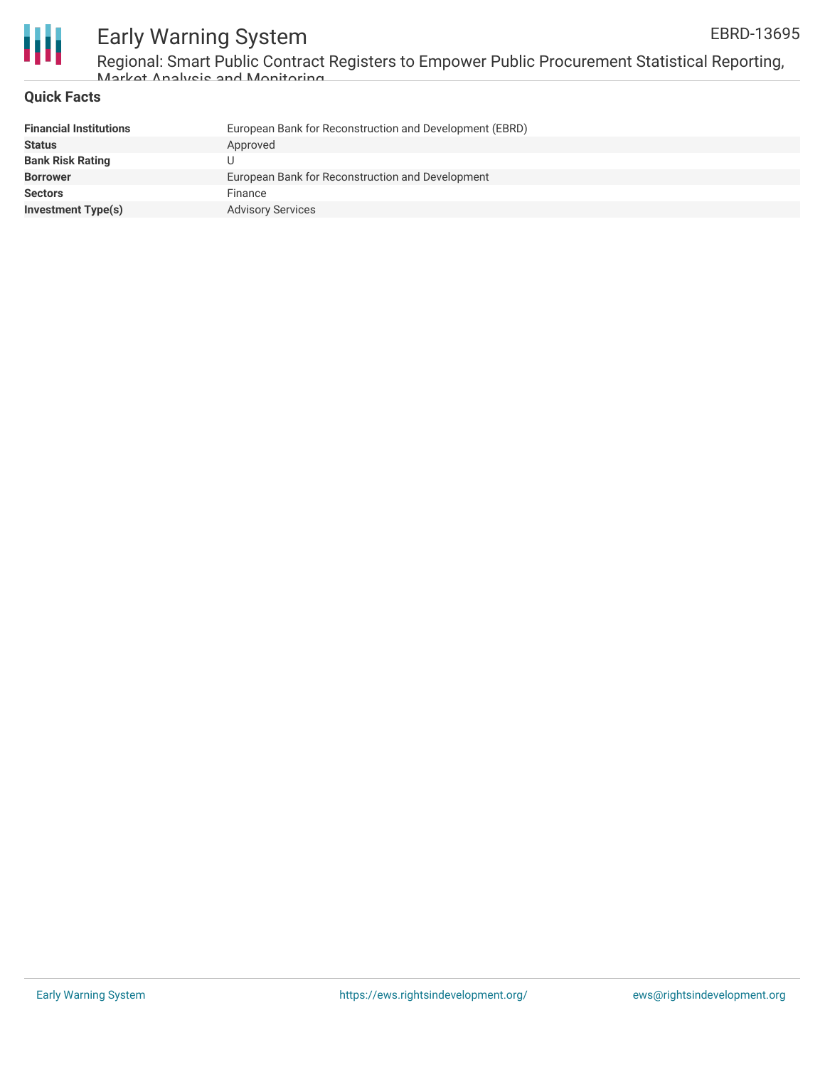## Quick Facts

| | |
|---|---|
| **Financial Institutions** | European Bank for Reconstruction and Development (EBRD) |
| **Status** | Approved |
| **Bank Risk Rating** | U |
| **Borrower** | European Bank for Reconstruction and Development |
| **Sectors** | Finance |
| **Investment Type(s)** | Advisory Services |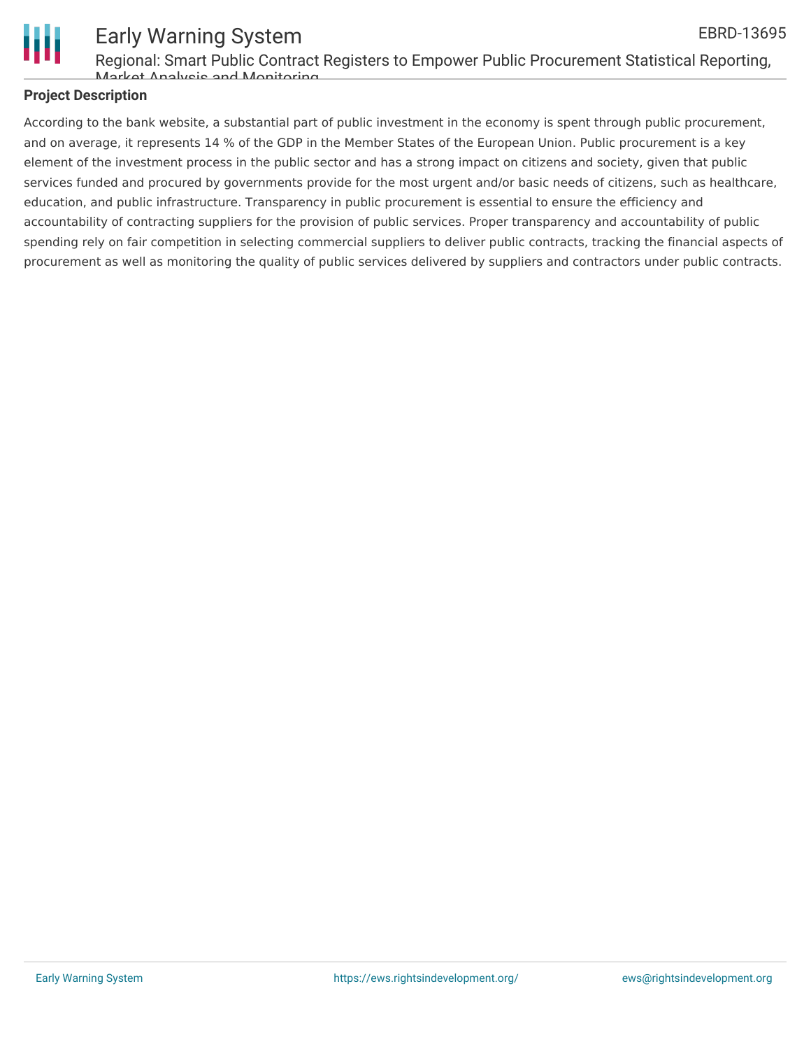## Project Description

According to the bank website, a substantial part of public investment in the economy is spent through public procurement, and on average, it represents 14 % of the GDP in the Member States of the European Union. Public procurement is a key element of the investment process in the public sector and has a strong impact on citizens and society, given that public services funded and procured by governments provide for the most urgent and/or basic needs of citizens, such as healthcare, education, and public infrastructure. Transparency in public procurement is essential to ensure the efficiency and accountability of contracting suppliers for the provision of public services. Proper transparency and accountability of public spending rely on fair competition in selecting commercial suppliers to deliver public contracts, tracking the financial aspects of procurement as well as monitoring the quality of public services delivered by suppliers and contractors under public contracts.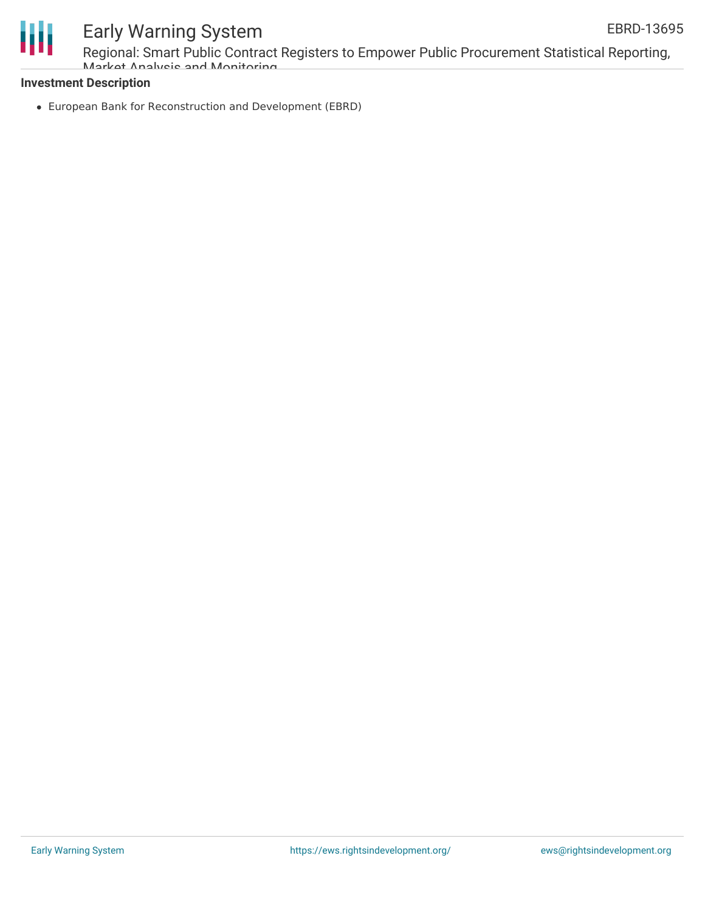**Investment Description**

- European Bank for Reconstruction and Development (EBRD)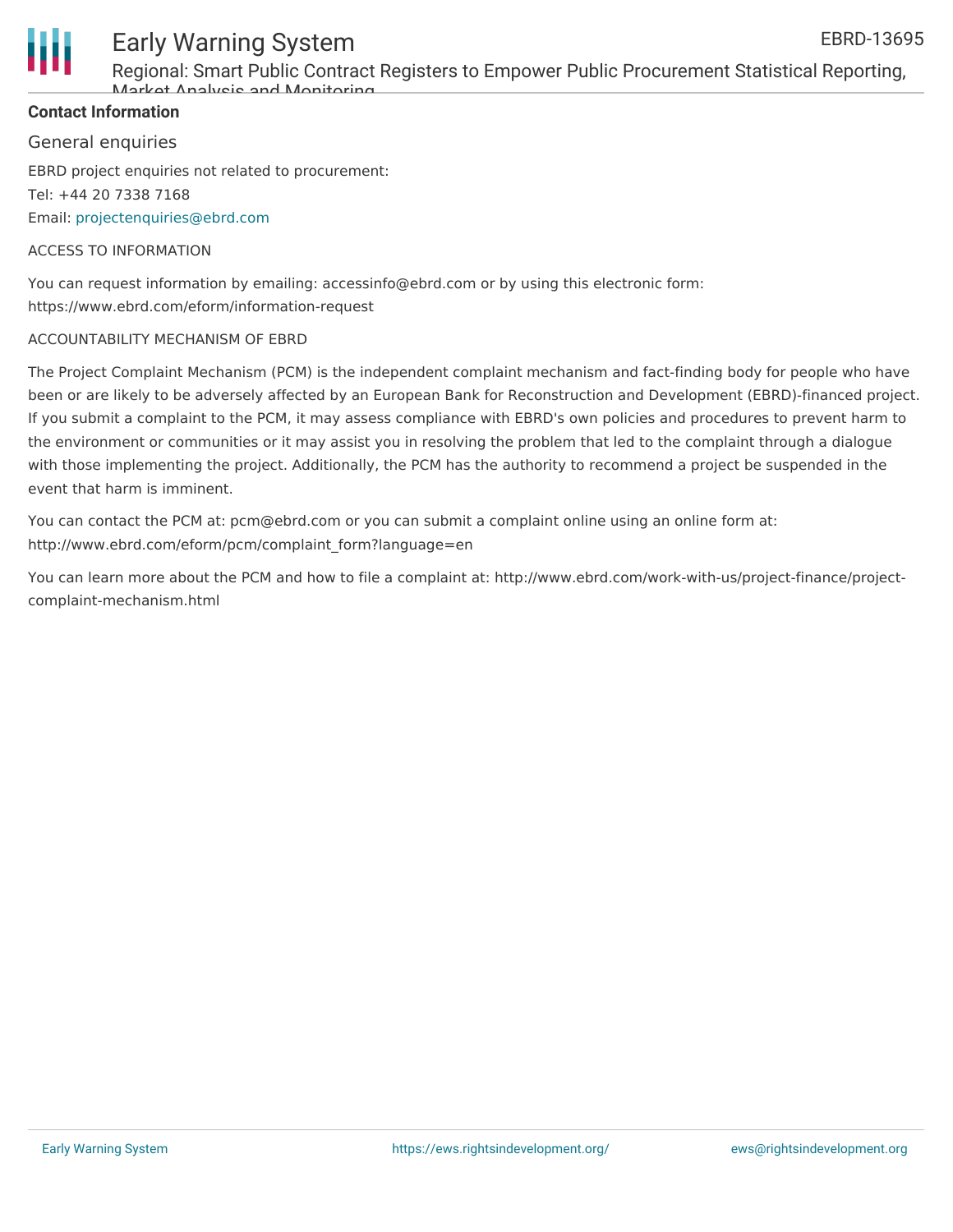**Contact Information**

General enquiries

EBRD project enquiries not related to procurement:
Tel: +44 20 7338 7168
Email: projectenquiries@ebrd.com

ACCESS TO INFORMATION

You can request information by emailing: accessinfo@ebrd.com or by using this electronic form: https://www.ebrd.com/eform/information-request

ACCOUNTABILITY MECHANISM OF EBRD

The Project Complaint Mechanism (PCM) is the independent complaint mechanism and fact-finding body for people who have been or are likely to be adversely affected by an European Bank for Reconstruction and Development (EBRD)-financed project. If you submit a complaint to the PCM, it may assess compliance with EBRD's own policies and procedures to prevent harm to the environment or communities or it may assist you in resolving the problem that led to the complaint through a dialogue with those implementing the project. Additionally, the PCM has the authority to recommend a project be suspended in the event that harm is imminent.

You can contact the PCM at: pcm@ebrd.com or you can submit a complaint online using an online form at: http://www.ebrd.com/eform/pcm/complaint_form?language=en

You can learn more about the PCM and how to file a complaint at: http://www.ebrd.com/work-with-us/project-finance/project-complaint-mechanism.html